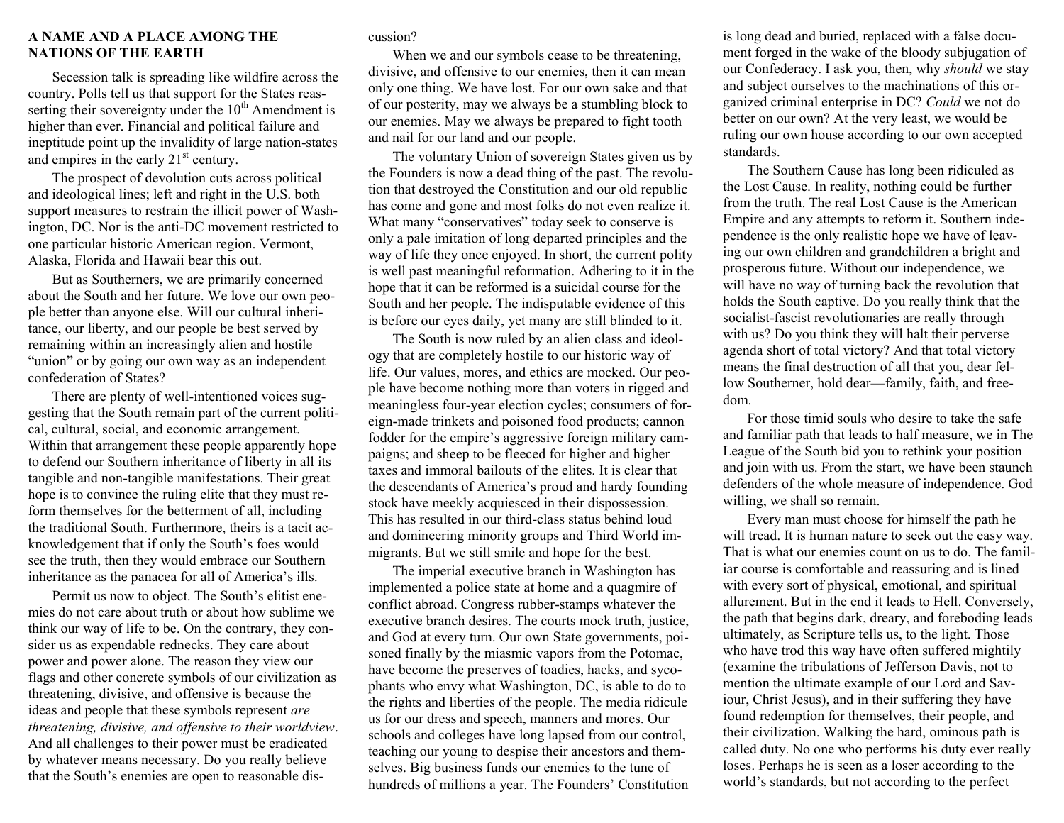**A NAME AND A PLACE AMONG THE NATIONS OF THE EARTH**

Secession talk is spreading like wildfire across the country. Polls tell us that support for the States reasserting their sovereignty under the 10th Amendment is higher than ever. Financial and political failure and ineptitude point up the invalidity of large nation-states and empires in the early 21st century.

The prospect of devolution cuts across political and ideological lines; left and right in the U.S. both support measures to restrain the illicit power of Washington, DC. Nor is the anti-DC movement restricted to one particular historic American region. Vermont, Alaska, Florida and Hawaii bear this out.

But as Southerners, we are primarily concerned about the South and her future. We love our own people better than anyone else. Will our cultural inheritance, our liberty, and our people be best served by remaining within an increasingly alien and hostile "union" or by going our own way as an independent confederation of States?

There are plenty of well-intentioned voices suggesting that the South remain part of the current political, cultural, social, and economic arrangement. Within that arrangement these people apparently hope to defend our Southern inheritance of liberty in all its tangible and non-tangible manifestations. Their great hope is to convince the ruling elite that they must reform themselves for the betterment of all, including the traditional South. Furthermore, theirs is a tacit acknowledgement that if only the South's foes would see the truth, then they would embrace our Southern inheritance as the panacea for all of America's ills.

Permit us now to object. The South's elitist enemies do not care about truth or about how sublime we think our way of life to be. On the contrary, they consider us as expendable rednecks. They care about power and power alone. The reason they view our flags and other concrete symbols of our civilization as threatening, divisive, and offensive is because the ideas and people that these symbols represent *are threatening, divisive, and offensive to their worldview*. And all challenges to their power must be eradicated by whatever means necessary. Do you really believe that the South's enemies are open to reasonable discussion?

When we and our symbols cease to be threatening, divisive, and offensive to our enemies, then it can mean only one thing. We have lost. For our own sake and that of our posterity, may we always be a stumbling block to our enemies. May we always be prepared to fight tooth and nail for our land and our people.

The voluntary Union of sovereign States given us by the Founders is now a dead thing of the past. The revolution that destroyed the Constitution and our old republic has come and gone and most folks do not even realize it. What many "conservatives" today seek to conserve is only a pale imitation of long departed principles and the way of life they once enjoyed. In short, the current polity is well past meaningful reformation. Adhering to it in the hope that it can be reformed is a suicidal course for the South and her people. The indisputable evidence of this is before our eyes daily, yet many are still blinded to it.

The South is now ruled by an alien class and ideology that are completely hostile to our historic way of life. Our values, mores, and ethics are mocked. Our people have become nothing more than voters in rigged and meaningless four-year election cycles; consumers of foreign-made trinkets and poisoned food products; cannon fodder for the empire's aggressive foreign military campaigns; and sheep to be fleeced for higher and higher taxes and immoral bailouts of the elites. It is clear that the descendants of America's proud and hardy founding stock have meekly acquiesced in their dispossession. This has resulted in our third-class status behind loud and domineering minority groups and Third World immigrants. But we still smile and hope for the best.

The imperial executive branch in Washington has implemented a police state at home and a quagmire of conflict abroad. Congress rubber-stamps whatever the executive branch desires. The courts mock truth, justice, and God at every turn. Our own State governments, poisoned finally by the miasmic vapors from the Potomac, have become the preserves of toadies, hacks, and sycophants who envy what Washington, DC, is able to do to the rights and liberties of the people. The media ridicule us for our dress and speech, manners and mores. Our schools and colleges have long lapsed from our control, teaching our young to despise their ancestors and themselves. Big business funds our enemies to the tune of hundreds of millions a year. The Founders' Constitution is long dead and buried, replaced with a false document forged in the wake of the bloody subjugation of our Confederacy. I ask you, then, why *should* we stay and subject ourselves to the machinations of this organized criminal enterprise in DC? *Could* we not do better on our own? At the very least, we would be ruling our own house according to our own accepted standards.

The Southern Cause has long been ridiculed as the Lost Cause. In reality, nothing could be further from the truth. The real Lost Cause is the American Empire and any attempts to reform it. Southern independence is the only realistic hope we have of leaving our own children and grandchildren a bright and prosperous future. Without our independence, we will have no way of turning back the revolution that holds the South captive. Do you really think that the socialist-fascist revolutionaries are really through with us? Do you think they will halt their perverse agenda short of total victory? And that total victory means the final destruction of all that you, dear fellow Southerner, hold dear—family, faith, and freedom.

For those timid souls who desire to take the safe and familiar path that leads to half measure, we in The League of the South bid you to rethink your position and join with us. From the start, we have been staunch defenders of the whole measure of independence. God willing, we shall so remain.

Every man must choose for himself the path he will tread. It is human nature to seek out the easy way. That is what our enemies count on us to do. The familiar course is comfortable and reassuring and is lined with every sort of physical, emotional, and spiritual allurement. But in the end it leads to Hell. Conversely, the path that begins dark, dreary, and foreboding leads ultimately, as Scripture tells us, to the light. Those who have trod this way have often suffered mightily (examine the tribulations of Jefferson Davis, not to mention the ultimate example of our Lord and Saviour, Christ Jesus), and in their suffering they have found redemption for themselves, their people, and their civilization. Walking the hard, ominous path is called duty. No one who performs his duty ever really loses. Perhaps he is seen as a loser according to the world's standards, but not according to the perfect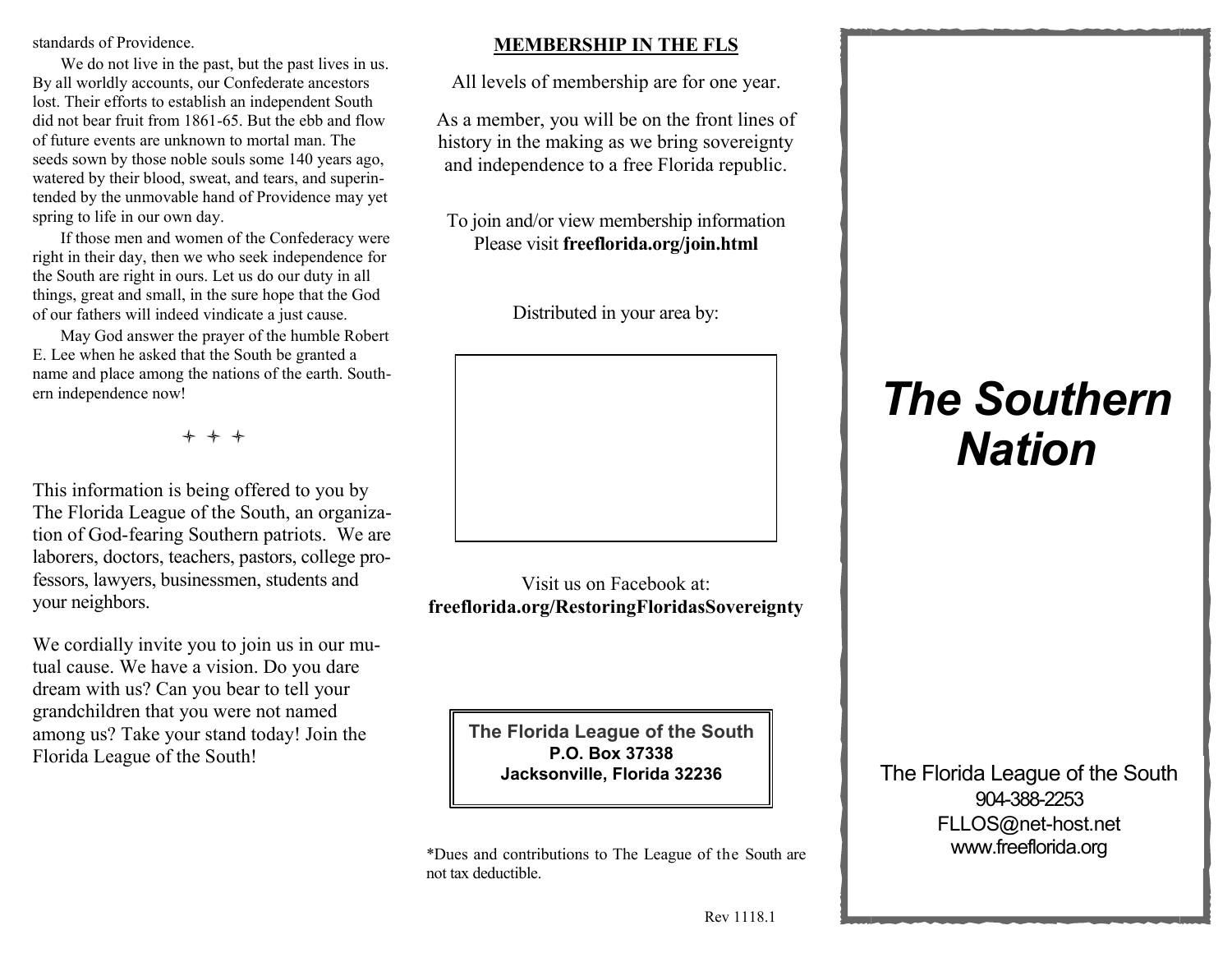standards of Providence.

We do not live in the past, but the past lives in us. By all worldly accounts, our Confederate ancestors lost. Their efforts to establish an independent South did not bear fruit from 1861-65. But the ebb and flow of future events are unknown to mortal man. The seeds sown by those noble souls some 140 years ago, watered by their blood, sweat, and tears, and superintended by the unmovable hand of Providence may yet spring to life in our own day.

If those men and women of the Confederacy were right in their day, then we who seek independence for the South are right in ours. Let us do our duty in all things, great and small, in the sure hope that the God of our fathers will indeed vindicate a just cause.

May God answer the prayer of the humble Robert E. Lee when he asked that the South be granted a name and place among the nations of the earth. Southern independence now!

+ + +

This information is being offered to you by The Florida League of the South, an organization of God-fearing Southern patriots. We are laborers, doctors, teachers, pastors, college professors, lawyers, businessmen, students and your neighbors.

We cordially invite you to join us in our mutual cause. We have a vision. Do you dare dream with us? Can you bear to tell your grandchildren that you were not named among us? Take your stand today! Join the Florida League of the South!

**MEMBERSHIP IN THE FLS**

All levels of membership are for one year.

As a member, you will be on the front lines of history in the making as we bring sovereignty and independence to a free Florida republic.

To join and/or view membership information
Please visit **freeflorida.org/join.html**

Distributed in your area by:

Visit us on Facebook at:
**freeflorida.org/RestoringFloridasSovereignty**

**The Florida League of the South**
**P.O. Box 37338**
**Jacksonville, Florida 32236**

*Dues and contributions to The League of the South are not tax deductible.

Rev 1118.1

# *The Southern Nation*

The Florida League of the South
904-388-2253
FLLOS@net-host.net
www.freeflorida.org